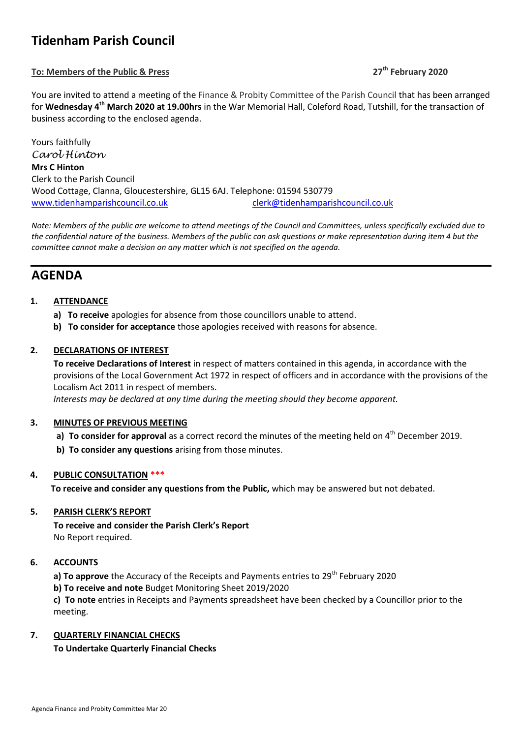# Tidenham Parish Council

**To: Members of the Public & Press** **27th February 2020**

You are invited to attend a meeting of the Finance & Probity Committee of the Parish Council that has been arranged for **Wednesday 4th March 2020 at 19.00hrs** in the War Memorial Hall, Coleford Road, Tutshill, for the transaction of business according to the enclosed agenda.

Yours faithfully
*Carol Hinton*
**Mrs C Hinton**
Clerk to the Parish Council
Wood Cottage, Clanna, Gloucestershire, GL15 6AJ. Telephone: 01594 530779
www.tidenhamparishcouncil.co.uk clerk@tidenhamparishcouncil.co.uk

*Note: Members of the public are welcome to attend meetings of the Council and Committees, unless specifically excluded due to the confidential nature of the business. Members of the public can ask questions or make representation during item 4 but the committee cannot make a decision on any matter which is not specified on the agenda.*

# AGENDA

**1. ATTENDANCE**

- **a) To receive** apologies for absence from those councillors unable to attend.
- **b) To consider for acceptance** those apologies received with reasons for absence.

**2. DECLARATIONS OF INTEREST**

**To receive Declarations of Interest** in respect of matters contained in this agenda, in accordance with the provisions of the Local Government Act 1972 in respect of officers and in accordance with the provisions of the Localism Act 2011 in respect of members.
*Interests may be declared at any time during the meeting should they become apparent.*

**3. MINUTES OF PREVIOUS MEETING**

- **a) To consider for approval** as a correct record the minutes of the meeting held on 4th December 2019.
- **b) To consider any questions** arising from those minutes.

**4. PUBLIC CONSULTATION** ***

**To receive and consider any questions from the Public,** which may be answered but not debated.

**5. PARISH CLERK'S REPORT**

**To receive and consider the Parish Clerk's Report**
No Report required.

**6. ACCOUNTS**

**a) To approve** the Accuracy of the Receipts and Payments entries to 29th February 2020
**b) To receive and note** Budget Monitoring Sheet 2019/2020
**c) To note** entries in Receipts and Payments spreadsheet have been checked by a Councillor prior to the meeting.

**7. QUARTERLY FINANCIAL CHECKS**

**To Undertake Quarterly Financial Checks**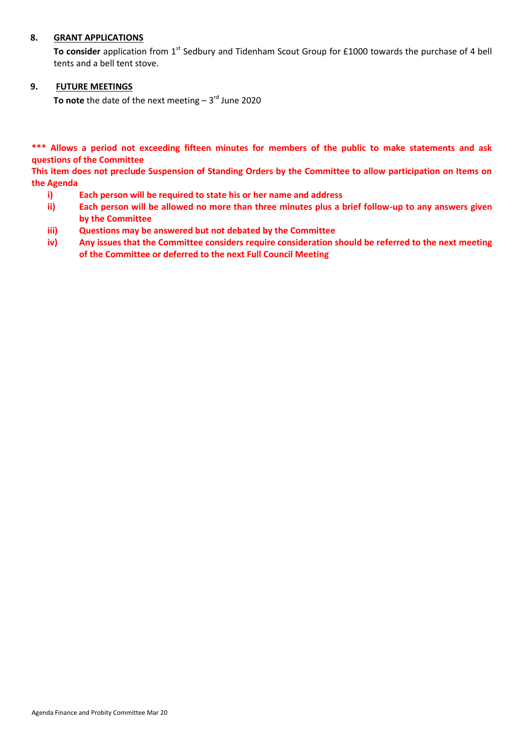**8. GRANT APPLICATIONS**

**To consider** application from 1st Sedbury and Tidenham Scout Group for £1000 towards the purchase of 4 bell tents and a bell tent stove.

**9. FUTURE MEETINGS**

**To note** the date of the next meeting – 3rd June 2020

**\*\*\* Allows a period not exceeding fifteen minutes for members of the public to make statements and ask questions of the Committee**

**This item does not preclude Suspension of Standing Orders by the Committee to allow participation on Items on the Agenda**

- **i) Each person will be required to state his or her name and address**
- **ii) Each person will be allowed no more than three minutes plus a brief follow-up to any answers given by the Committee**
- **iii) Questions may be answered but not debated by the Committee**
- **iv) Any issues that the Committee considers require consideration should be referred to the next meeting of the Committee or deferred to the next Full Council Meeting**